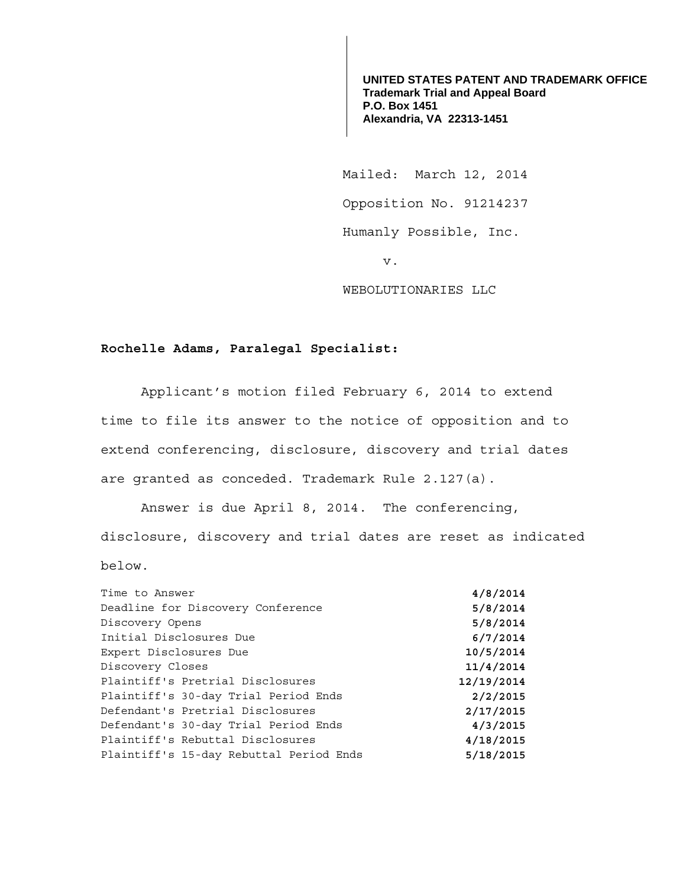**UNITED STATES PATENT AND TRADEMARK OFFICE**
**Trademark Trial and Appeal Board**
**P.O. Box 1451**
**Alexandria, VA 22313-1451**

Mailed: March 12, 2014

Opposition No. 91214237

Humanly Possible, Inc.

v.

WEBOLUTIONARIES LLC

**Rochelle Adams, Paralegal Specialist:**

Applicant's motion filed February 6, 2014 to extend time to file its answer to the notice of opposition and to extend conferencing, disclosure, discovery and trial dates are granted as conceded. Trademark Rule 2.127(a).

Answer is due April 8, 2014. The conferencing, disclosure, discovery and trial dates are reset as indicated below.

| | |
|---|---|
| Time to Answer | **4/8/2014** |
| Deadline for Discovery Conference | **5/8/2014** |
| Discovery Opens | **5/8/2014** |
| Initial Disclosures Due | **6/7/2014** |
| Expert Disclosures Due | **10/5/2014** |
| Discovery Closes | **11/4/2014** |
| Plaintiff's Pretrial Disclosures | **12/19/2014** |
| Plaintiff's 30-day Trial Period Ends | **2/2/2015** |
| Defendant's Pretrial Disclosures | **2/17/2015** |
| Defendant's 30-day Trial Period Ends | **4/3/2015** |
| Plaintiff's Rebuttal Disclosures | **4/18/2015** |
| Plaintiff's 15-day Rebuttal Period Ends | **5/18/2015** |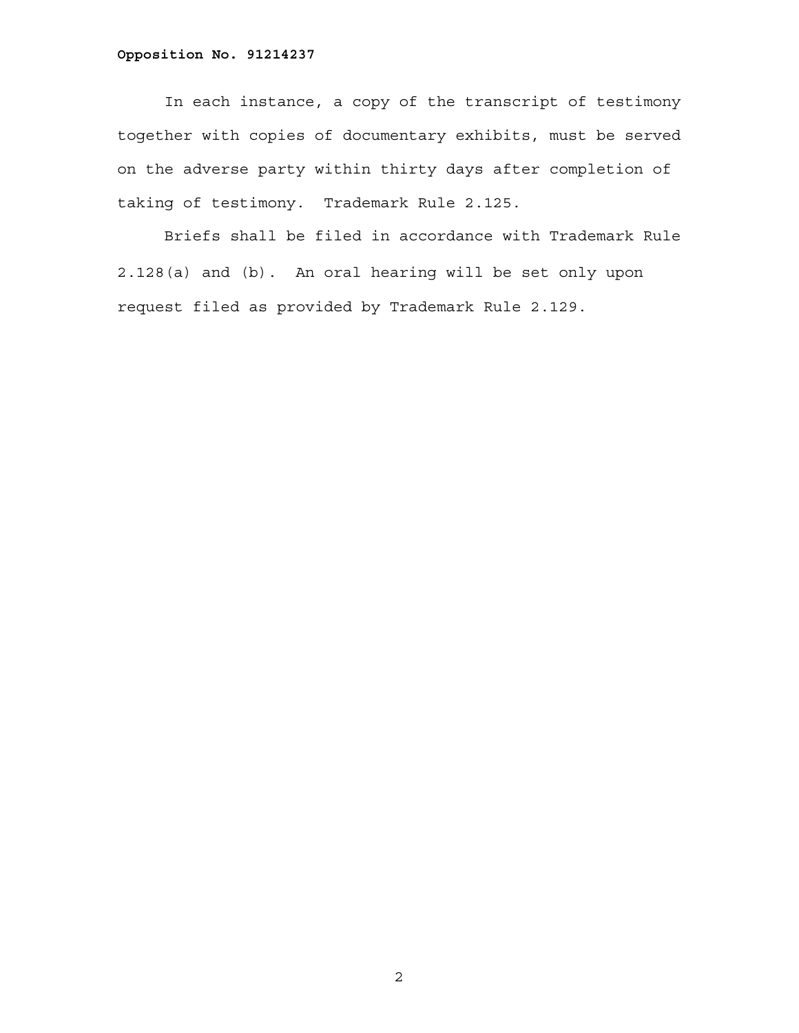In each instance, a copy of the transcript of testimony together with copies of documentary exhibits, must be served on the adverse party within thirty days after completion of taking of testimony. Trademark Rule 2.125.

Briefs shall be filed in accordance with Trademark Rule 2.128(a) and (b). An oral hearing will be set only upon request filed as provided by Trademark Rule 2.129.